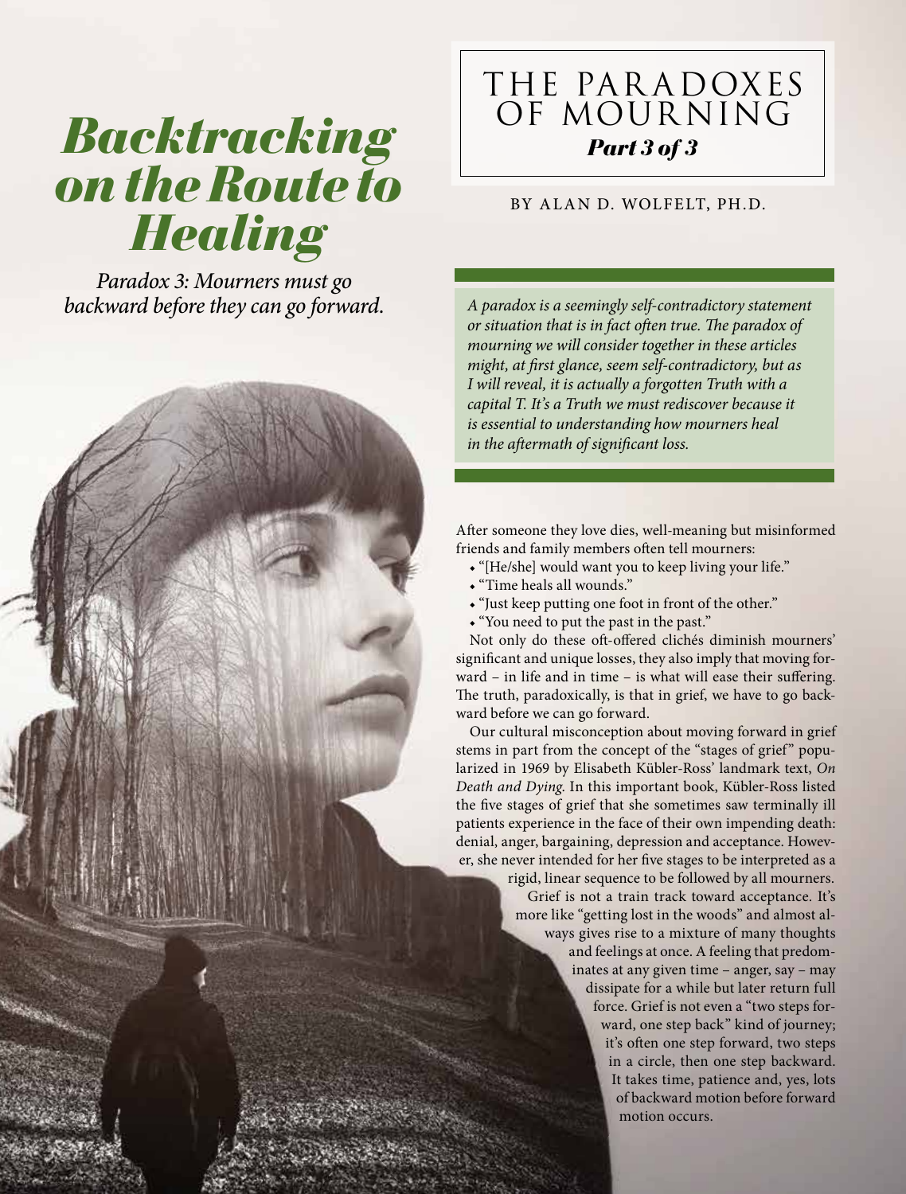# Backtracking on the Route to Healing

*Paradox 3: Mourners must go backward before they can go forward.*

## THE PARADOXES OF MOURNING

***Part 3 of 3***

BY ALAN D. WOLFELT, PH.D.

*A paradox is a seemingly self-contradictory statement or situation that is in fact often true. The paradox of mourning we will consider together in these articles might, at first glance, seem self-contradictory, but as I will reveal, it is actually a forgotten Truth with a capital T. It's a Truth we must rediscover because it is essential to understanding how mourners heal in the aftermath of significant loss.*

After someone they love dies, well-meaning but misinformed friends and family members often tell mourners:

- "[He/she] would want you to keep living your life."
- "Time heals all wounds."
- "Just keep putting one foot in front of the other."
- "You need to put the past in the past."

Not only do these oft-offered clichés diminish mourners' significant and unique losses, they also imply that moving forward – in life and in time – is what will ease their suffering. The truth, paradoxically, is that in grief, we have to go backward before we can go forward.

Our cultural misconception about moving forward in grief stems in part from the concept of the "stages of grief" popularized in 1969 by Elisabeth Kübler-Ross' landmark text, *On Death and Dying.* In this important book, Kübler-Ross listed the five stages of grief that she sometimes saw terminally ill patients experience in the face of their own impending death: denial, anger, bargaining, depression and acceptance. However, she never intended for her five stages to be interpreted as a rigid, linear sequence to be followed by all mourners.

Grief is not a train track toward acceptance. It's more like "getting lost in the woods" and almost always gives rise to a mixture of many thoughts and feelings at once. A feeling that predominates at any given time – anger, say – may dissipate for a while but later return full force. Grief is not even a "two steps forward, one step back" kind of journey; it's often one step forward, two steps in a circle, then one step backward. It takes time, patience and, yes, lots of backward motion before forward motion occurs.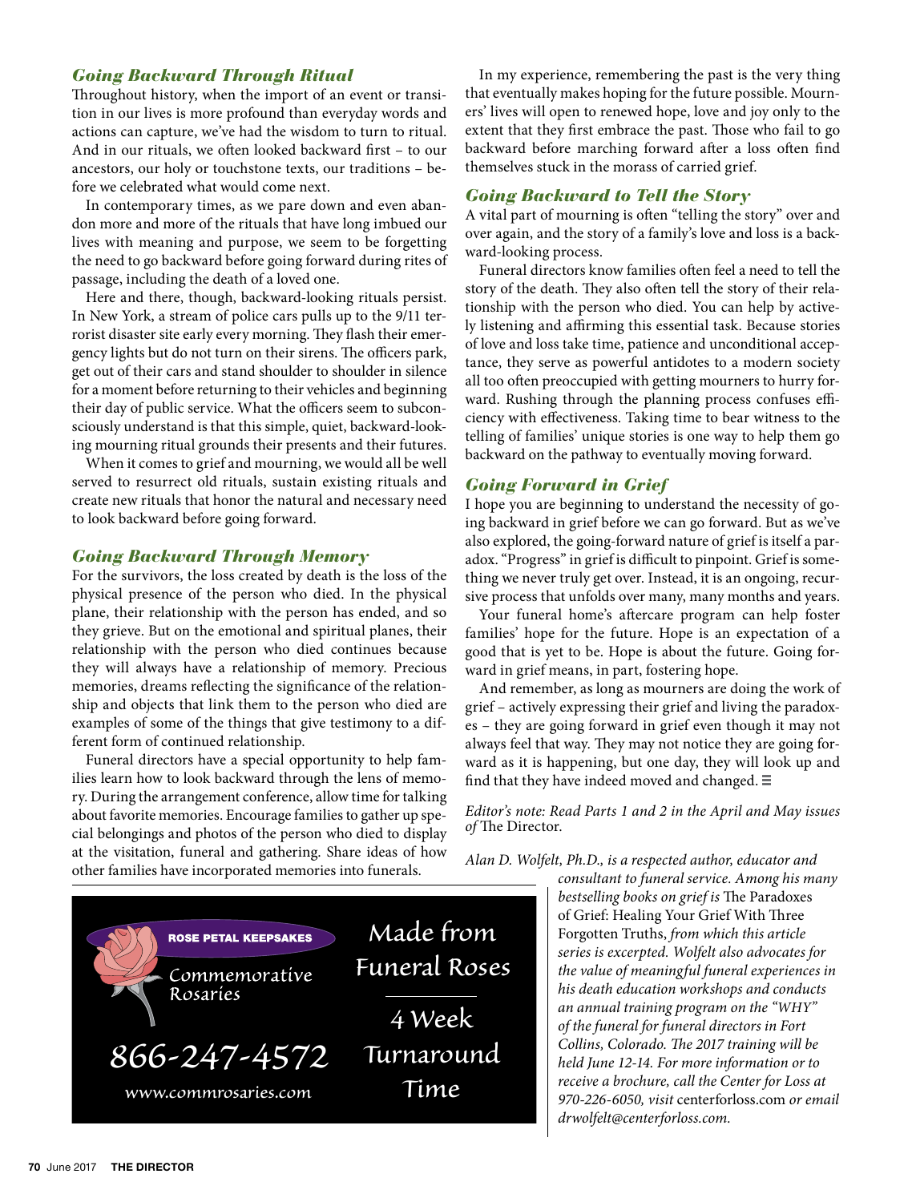### *Going Backward Through Ritual*

Throughout history, when the import of an event or transition in our lives is more profound than everyday words and actions can capture, we've had the wisdom to turn to ritual. And in our rituals, we often looked backward first – to our ancestors, our holy or touchstone texts, our traditions – before we celebrated what would come next.

In contemporary times, as we pare down and even abandon more and more of the rituals that have long imbued our lives with meaning and purpose, we seem to be forgetting the need to go backward before going forward during rites of passage, including the death of a loved one.

Here and there, though, backward-looking rituals persist. In New York, a stream of police cars pulls up to the 9/11 terrorist disaster site early every morning. They flash their emergency lights but do not turn on their sirens. The officers park, get out of their cars and stand shoulder to shoulder in silence for a moment before returning to their vehicles and beginning their day of public service. What the officers seem to subconsciously understand is that this simple, quiet, backward-looking mourning ritual grounds their presents and their futures.

When it comes to grief and mourning, we would all be well served to resurrect old rituals, sustain existing rituals and create new rituals that honor the natural and necessary need to look backward before going forward.

### *Going Backward Through Memory*

For the survivors, the loss created by death is the loss of the physical presence of the person who died. In the physical plane, their relationship with the person has ended, and so they grieve. But on the emotional and spiritual planes, their relationship with the person who died continues because they will always have a relationship of memory. Precious memories, dreams reflecting the significance of the relationship and objects that link them to the person who died are examples of some of the things that give testimony to a different form of continued relationship.

Funeral directors have a special opportunity to help families learn how to look backward through the lens of memory. During the arrangement conference, allow time for talking about favorite memories. Encourage families to gather up special belongings and photos of the person who died to display at the visitation, funeral and gathering. Share ideas of how other families have incorporated memories into funerals.

In my experience, remembering the past is the very thing that eventually makes hoping for the future possible. Mourners' lives will open to renewed hope, love and joy only to the extent that they first embrace the past. Those who fail to go backward before marching forward after a loss often find themselves stuck in the morass of carried grief.

### *Going Backward to Tell the Story*

A vital part of mourning is often "telling the story" over and over again, and the story of a family's love and loss is a backward-looking process.

Funeral directors know families often feel a need to tell the story of the death. They also often tell the story of their relationship with the person who died. You can help by actively listening and affirming this essential task. Because stories of love and loss take time, patience and unconditional acceptance, they serve as powerful antidotes to a modern society all too often preoccupied with getting mourners to hurry forward. Rushing through the planning process confuses efficiency with effectiveness. Taking time to bear witness to the telling of families' unique stories is one way to help them go backward on the pathway to eventually moving forward.

### *Going Forward in Grief*

I hope you are beginning to understand the necessity of going backward in grief before we can go forward. But as we've also explored, the going-forward nature of grief is itself a paradox. "Progress" in grief is difficult to pinpoint. Grief is something we never truly get over. Instead, it is an ongoing, recursive process that unfolds over many, many months and years.

Your funeral home's aftercare program can help foster families' hope for the future. Hope is an expectation of a good that is yet to be. Hope is about the future. Going forward in grief means, in part, fostering hope.

And remember, as long as mourners are doing the work of grief – actively expressing their grief and living the paradoxes – they are going forward in grief even though it may not always feel that way. They may not notice they are going forward as it is happening, but one day, they will look up and find that they have indeed moved and changed. ≡

*Editor's note: Read Parts 1 and 2 in the April and May issues of* The Director.

*Alan D. Wolfelt, Ph.D., is a respected author, educator and consultant to funeral service. Among his many bestselling books on grief is* The Paradoxes of Grief: Healing Your Grief With Three Forgotten Truths, *from which this article series is excerpted. Wolfelt also advocates for the value of meaningful funeral experiences in his death education workshops and conducts an annual training program on the "WHY" of the funeral for funeral directors in Fort Collins, Colorado. The 2017 training will be held June 12-14. For more information or to receive a brochure, call the Center for Loss at 970-226-6050, visit* centerforloss.com *or email drwolfelt@centerforloss.com.*

ROSE PETAL KEEPSAKES
Commemorative Rosaries
866-247-4572
www.commrosaries.com
Made from Funeral Roses
4 Week Turnaround Time